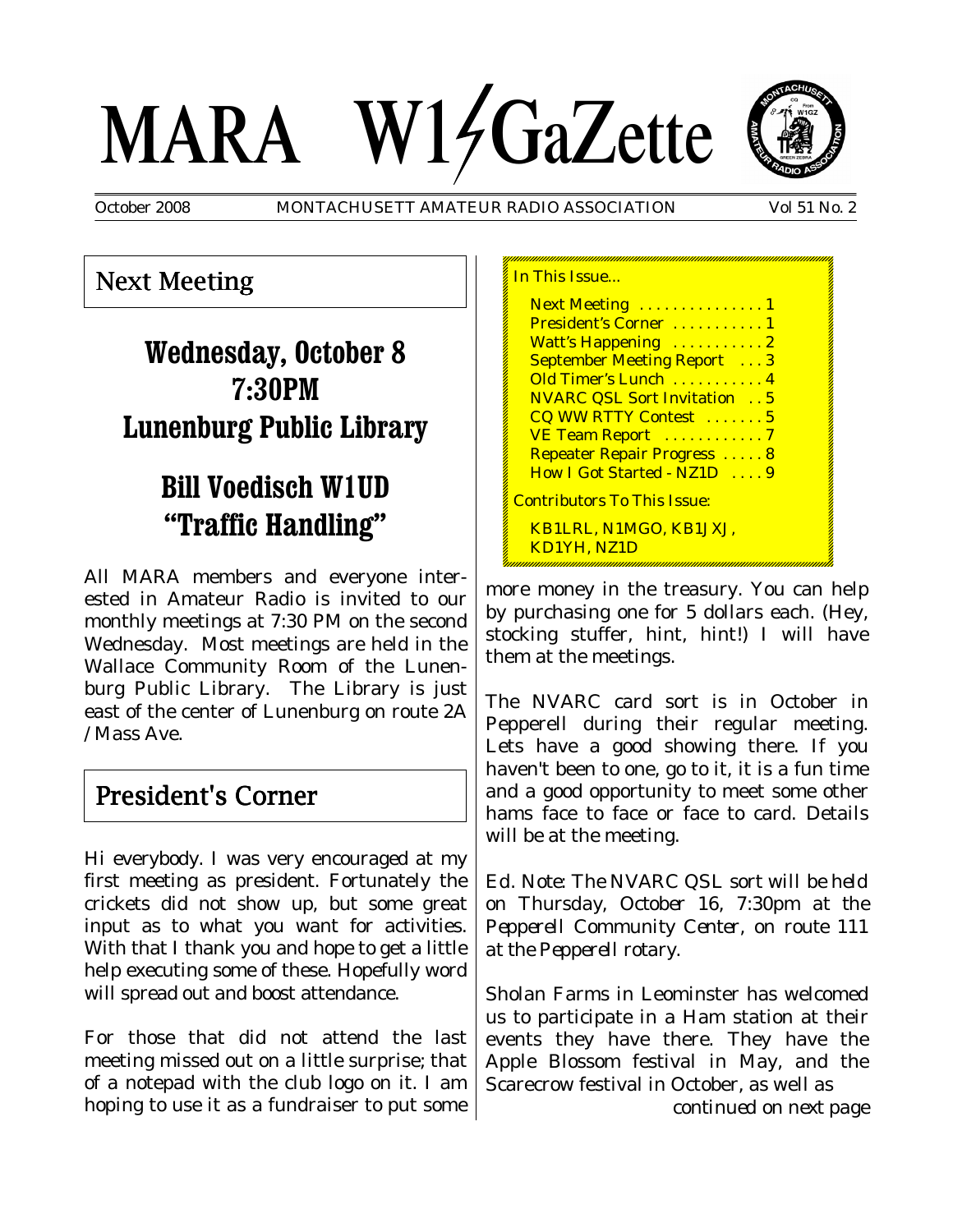# MARA W1GaZette

October 2008 MONTACHUSETT AMATEUR RADIO ASSOCIATION Vol 51 No. 2

## Next Meeting

### Wednesday, October 8
### 7:30PM
### Lunenburg Public Library

### Bill Voedisch W1UD
### "Traffic Handling"

All MARA members and everyone interested in Amateur Radio is invited to our monthly meetings at 7:30 PM on the second Wednesday. Most meetings are held in the Wallace Community Room of the Lunenburg Public Library. The Library is just east of the center of Lunenburg on route 2A /Mass Ave.

## President's Corner

Hi everybody. I was very encouraged at my first meeting as president. Fortunately the crickets did not show up, but some great input as to what you want for activities. With that I thank you and hope to get a little help executing some of these. Hopefully word will spread out and boost attendance.

For those that did not attend the last meeting missed out on a little surprise; that of a notepad with the club logo on it. I am hoping to use it as a fundraiser to put some more money in the treasury. You can help by purchasing one for 5 dollars each. (Hey, stocking stuffer, hint, hint!) I will have them at the meetings.

The NVARC card sort is in October in Pepperell during their regular meeting. Lets have a good showing there. If you haven't been to one, go to it, it is a fun time and a good opportunity to meet some other hams face to face or face to card. Details will be at the meeting.

*Ed. Note: The NVARC QSL sort will be held on Thursday, October 16, 7:30pm at the Pepperell Community Center, on route 111 at the Pepperell rotary.*

Sholan Farms in Leominster has welcomed us to participate in a Ham station at their events they have there. They have the Apple Blossom festival in May, and the Scarecrow festival in October, as well as

*continued on next page*

**In This Issue...**

- Next Meeting . . . . . . . . . . . . . . 1
- President's Corner . . . . . . . . . . 1
- Watt's Happening . . . . . . . . . . 2
- September Meeting Report . . . 3
- Old Timer's Lunch . . . . . . . . . . 4
- NVARC QSL Sort Invitation . . 5
- CQ WW RTTY Contest . . . . . . . 5
- VE Team Report . . . . . . . . . . . 7
- Repeater Repair Progress . . . . . 8
- How I Got Started - NZ1D . . . . 9

**Contributors To This Issue:**

KB1LRL, N1MGO, KB1JXJ, KD1YH, NZ1D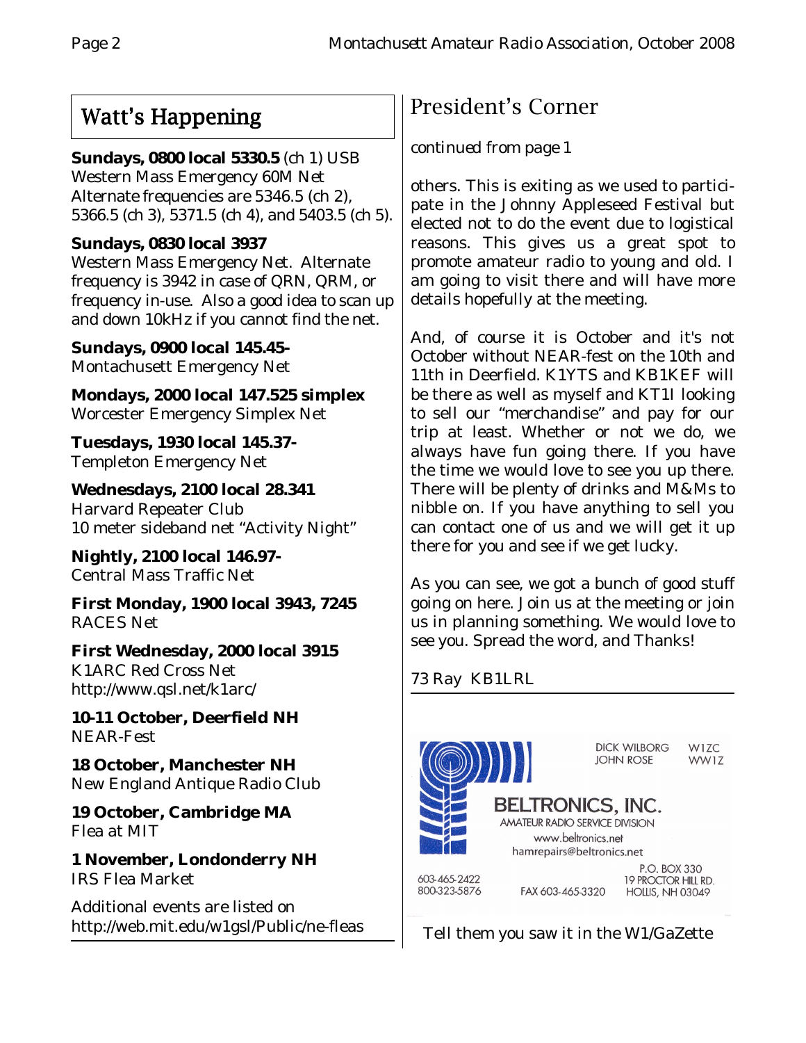## Watt's Happening

**Sundays, 0800 local 5330.5** (ch 1) USB
Western Mass Emergency 60M Net
Alternate frequencies are 5346.5 (ch 2), 5366.5 (ch 3), 5371.5 (ch 4), and 5403.5 (ch 5).

**Sundays, 0830 local 3937**
Western Mass Emergency Net. Alternate frequency is 3942 in case of QRN, QRM, or frequency in-use. Also a good idea to scan up and down 10kHz if you cannot find the net.

**Sundays, 0900 local 145.45-**
Montachusett Emergency Net

**Mondays, 2000 local 147.525 simplex**
Worcester Emergency Simplex Net

**Tuesdays, 1930 local 145.37-**
Templeton Emergency Net

**Wednesdays, 2100 local 28.341**
Harvard Repeater Club
10 meter sideband net "Activity Night"

**Nightly, 2100 local 146.97-**
Central Mass Traffic Net

**First Monday, 1900 local 3943, 7245**
RACES Net

**First Wednesday, 2000 local 3915**
K1ARC Red Cross Net
http://www.qsl.net/k1arc/

**10-11 October, Deerfield NH**
NEAR-Fest

**18 October, Manchester NH**
New England Antique Radio Club

**19 October, Cambridge MA**
Flea at MIT

**1 November, Londonderry NH**
IRS Flea Market

Additional events are listed on
http://web.mit.edu/w1gsl/Public/ne-fleas

## President's Corner

*continued from page 1*

others. This is exiting as we used to participate in the Johnny Appleseed Festival but elected not to do the event due to logistical reasons. This gives us a great spot to promote amateur radio to young and old. I am going to visit there and will have more details hopefully at the meeting.

And, of course it is October and it's not October without NEAR-fest on the 10th and 11th in Deerfield. K1YTS and KB1KEF will be there as well as myself and KT1I looking to sell our "merchandise" and pay for our trip at least. Whether or not we do, we always have fun going there. If you have the time we would love to see you up there. There will be plenty of drinks and M&Ms to nibble on. If you have anything to sell you can contact one of us and we will get it up there for you and see if we get lucky.

As you can see, we got a bunch of good stuff going on here. Join us at the meeting or join us in planning something. We would love to see you. Spread the word, and Thanks!

73 Ray KB1LRL

---

DICK WILBORG W1ZC
JOHN ROSE WW1Z

**BELTRONICS, INC.**
AMATEUR RADIO SERVICE DIVISION
www.beltronics.net
hamrepairs@beltronics.net

603-465-2422
800-323-5876
FAX 603-465-3320
P.O. BOX 330
19 PROCTOR HILL RD.
HOLLIS, NH 03049

Tell them you saw it in the W1/GaZette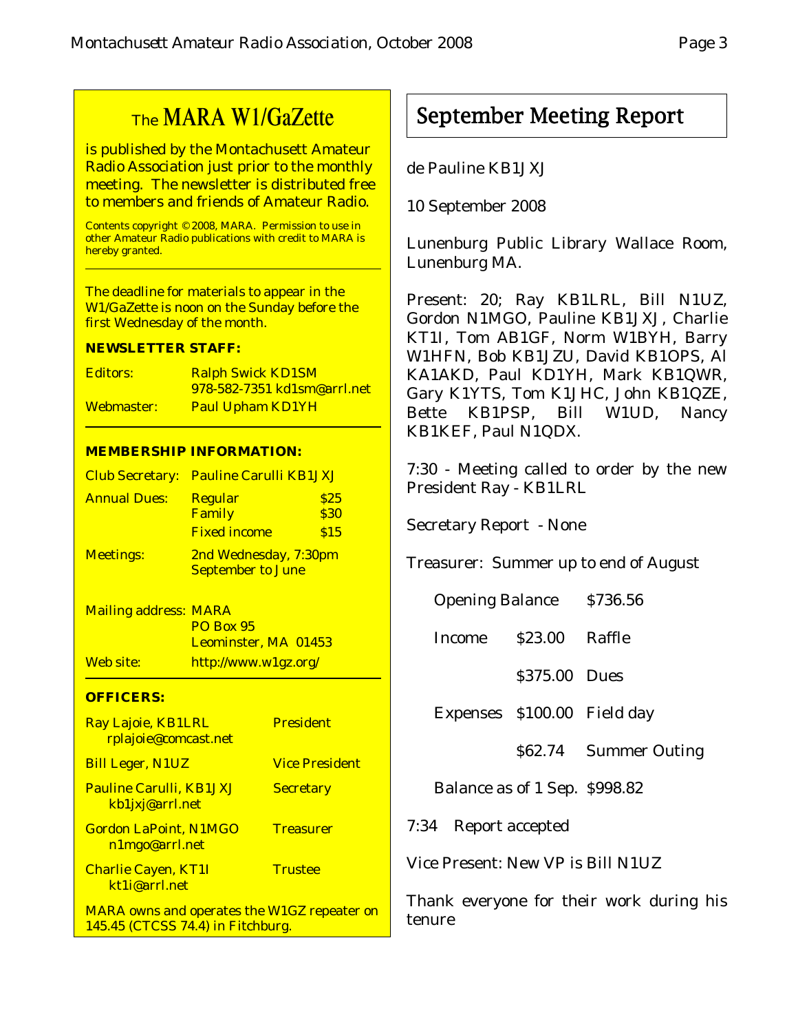## The MARA W1/GaZette

is published by the Montachusett Amateur Radio Association just prior to the monthly meeting. The newsletter is distributed free to members and friends of Amateur Radio.

Contents copyright © 2008, MARA. Permission to use in other Amateur Radio publications with credit to MARA is hereby granted.

The deadline for materials to appear in the W1/GaZette is noon on the Sunday before the first Wednesday of the month.

**NEWSLETTER STAFF:**

| | |
|---|---|
| Editors: | Ralph Swick KD1SM 978-582-7351 kd1sm@arrl.net |
| Webmaster: | Paul Upham KD1YH |

**MEMBERSHIP INFORMATION:**

| | | |
|---|---|---|
| Club Secretary: | Pauline Carulli KB1JXJ | |
| Annual Dues: | Regular | $25 |
| | Family | $30 |
| | Fixed income | $15 |
| Meetings: | 2nd Wednesday, 7:30pm September to June | |
| Mailing address: | MARA PO Box 95 Leominster, MA 01453 | |
| Web site: | http://www.w1gz.org/ | |

**OFFICERS:**

| | |
|---|---|
| Ray Lajoie, KB1LRL rplajoie@comcast.net | President |
| Bill Leger, N1UZ | Vice President |
| Pauline Carulli, KB1JXJ kb1jxj@arrl.net | Secretary |
| Gordon LaPoint, N1MGO n1mgo@arrl.net | Treasurer |
| Charlie Cayen, KT1I kt1i@arrl.net | Trustee |

MARA owns and operates the W1GZ repeater on 145.45 (CTCSS 74.4) in Fitchburg.

# September Meeting Report

de Pauline KB1JXJ

10 September 2008

Lunenburg Public Library Wallace Room, Lunenburg MA.

Present: 20; Ray KB1LRL, Bill N1UZ, Gordon N1MGO, Pauline KB1JXJ, Charlie KT1I, Tom AB1GF, Norm W1BYH, Barry W1HFN, Bob KB1JZU, David KB1OPS, Al KA1AKD, Paul KD1YH, Mark KB1QWR, Gary K1YTS, Tom K1JHC, John KB1QZE, Bette KB1PSP, Bill W1UD, Nancy KB1KEF, Paul N1QDX.

7:30 - Meeting called to order by the new President Ray - KB1LRL

Secretary Report - None

Treasurer: Summer up to end of August

| | | |
|---|---|---|
| Opening Balance | | $736.56 |
| Income | $23.00 | Raffle |
| | $375.00 | Dues |
| Expenses | $100.00 | Field day |
| | $62.74 | Summer Outing |
| Balance as of 1 Sep. | | $998.82 |

7:34 Report accepted

Vice Present: New VP is Bill N1UZ

Thank everyone for their work during his tenure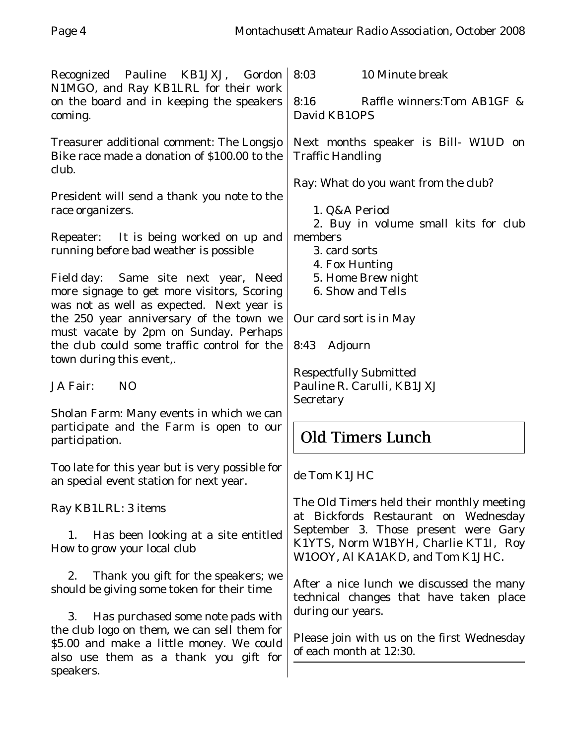Recognized Pauline KB1JXJ, Gordon N1MGO, and Ray KB1LRL for their work on the board and in keeping the speakers coming.

Treasurer additional comment: The Longsjo Bike race made a donation of $100.00 to the club.

President will send a thank you note to the race organizers.

Repeater: It is being worked on up and running before bad weather is possible

Field day: Same site next year, Need more signage to get more visitors, Scoring was not as well as expected. Next year is the 250 year anniversary of the town we must vacate by 2pm on Sunday. Perhaps the club could some traffic control for the town during this event,.

JA Fair: NO

Sholan Farm: Many events in which we can participate and the Farm is open to our participation.

Too late for this year but is very possible for an special event station for next year.

Ray KB1LRL: 3 items

1. Has been looking at a site entitled How to grow your local club

2. Thank you gift for the speakers; we should be giving some token for their time

3. Has purchased some note pads with the club logo on them, we can sell them for $5.00 and make a little money. We could also use them as a thank you gift for speakers.

8:03 10 Minute break

8:16 Raffle winners:Tom AB1GF & David KB1OPS

Next months speaker is Bill- W1UD on Traffic Handling

Ray: What do you want from the club?

1. Q&A Period
2. Buy in volume small kits for club members
3. card sorts
4. Fox Hunting
5. Home Brew night
6. Show and Tells

Our card sort is in May

8:43 Adjourn

Respectfully Submitted
Pauline R. Carulli, KB1JXJ
Secretary

## Old Timers Lunch

de Tom K1JHC

The Old Timers held their monthly meeting at Bickfords Restaurant on Wednesday September 3. Those present were Gary K1YTS, Norm W1BYH, Charlie KT1I, Roy W1OOY, Al KA1AKD, and Tom K1JHC.

After a nice lunch we discussed the many technical changes that have taken place during our years.

Please join with us on the first Wednesday of each month at 12:30.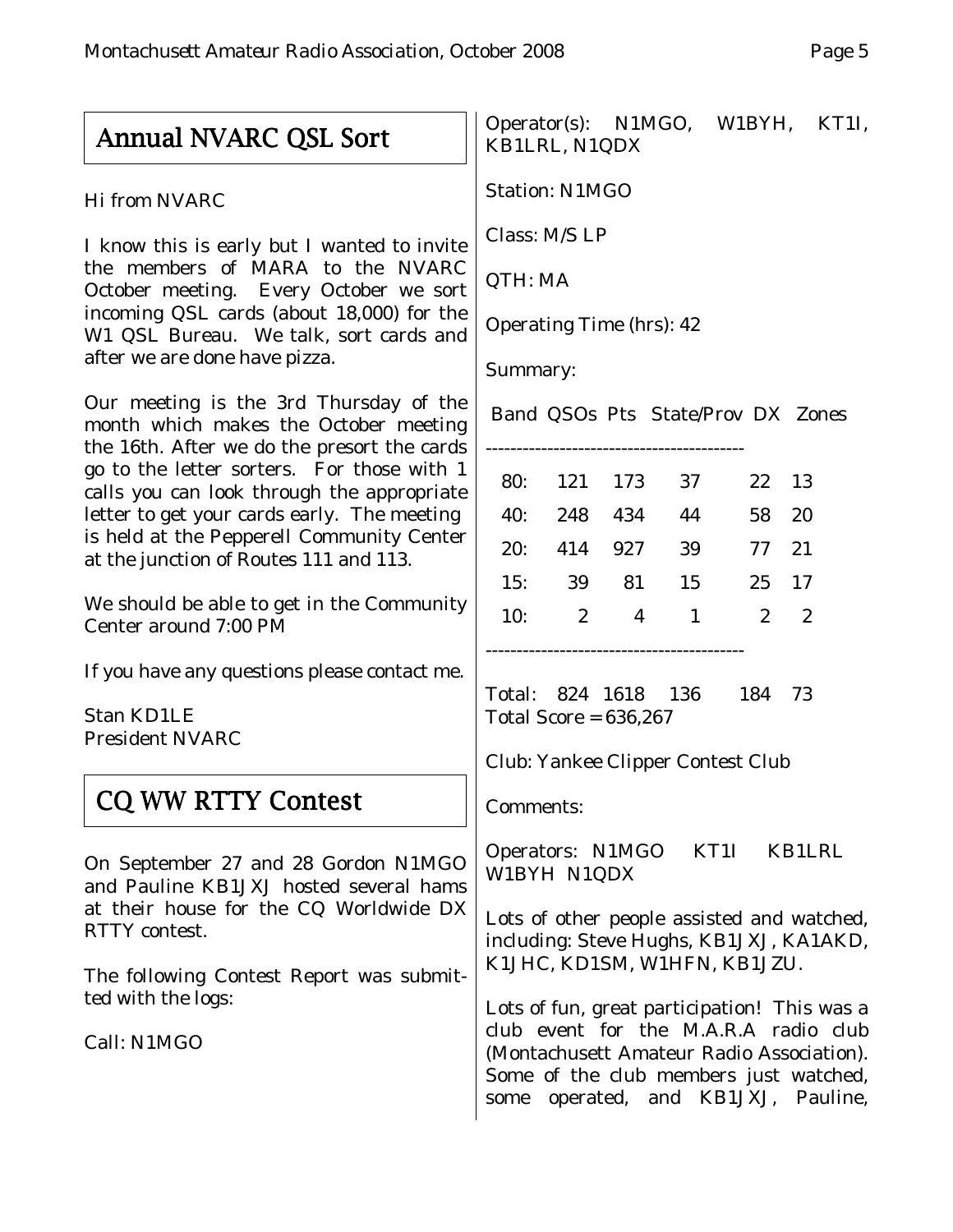## Annual NVARC QSL Sort

Hi from NVARC

I know this is early but I wanted to invite the members of MARA to the NVARC October meeting. Every October we sort incoming QSL cards (about 18,000) for the W1 QSL Bureau. We talk, sort cards and after we are done have pizza.

Our meeting is the 3rd Thursday of the month which makes the October meeting the 16th. After we do the presort the cards go to the letter sorters. For those with 1 calls you can look through the appropriate letter to get your cards early. The meeting is held at the Pepperell Community Center at the junction of Routes 111 and 113.

We should be able to get in the Community Center around 7:00 PM

If you have any questions please contact me.

Stan KD1LE
President NVARC

## CQ WW RTTY Contest

On September 27 and 28 Gordon N1MGO and Pauline KB1JXJ hosted several hams at their house for the CQ Worldwide DX RTTY contest.

The following Contest Report was submitted with the logs:

Call: N1MGO

Operator(s): N1MGO, W1BYH, KT1I, KB1LRL, N1QDX

Station: N1MGO

Class: M/S LP

QTH: MA

Operating Time (hrs): 42

Summary:

| Band | QSOs | Pts | State/Prov | DX | Zones |
|---|---|---|---|---|---|
| 80: | 121 | 173 | 37 | 22 | 13 |
| 40: | 248 | 434 | 44 | 58 | 20 |
| 20: | 414 | 927 | 39 | 77 | 21 |
| 15: | 39 | 81 | 15 | 25 | 17 |
| 10: | 2 | 4 | 1 | 2 | 2 |
| Total: | 824 | 1618 | 136 | 184 | 73 |

Total Score = 636,267

Club: Yankee Clipper Contest Club

Comments:

Operators: N1MGO KT1I KB1LRL W1BYH N1QDX

Lots of other people assisted and watched, including: Steve Hughs, KB1JXJ, KA1AKD, K1JHC, KD1SM, W1HFN, KB1JZU.

Lots of fun, great participation! This was a club event for the M.A.R.A radio club (Montachusett Amateur Radio Association). Some of the club members just watched, some operated, and KB1JXJ, Pauline,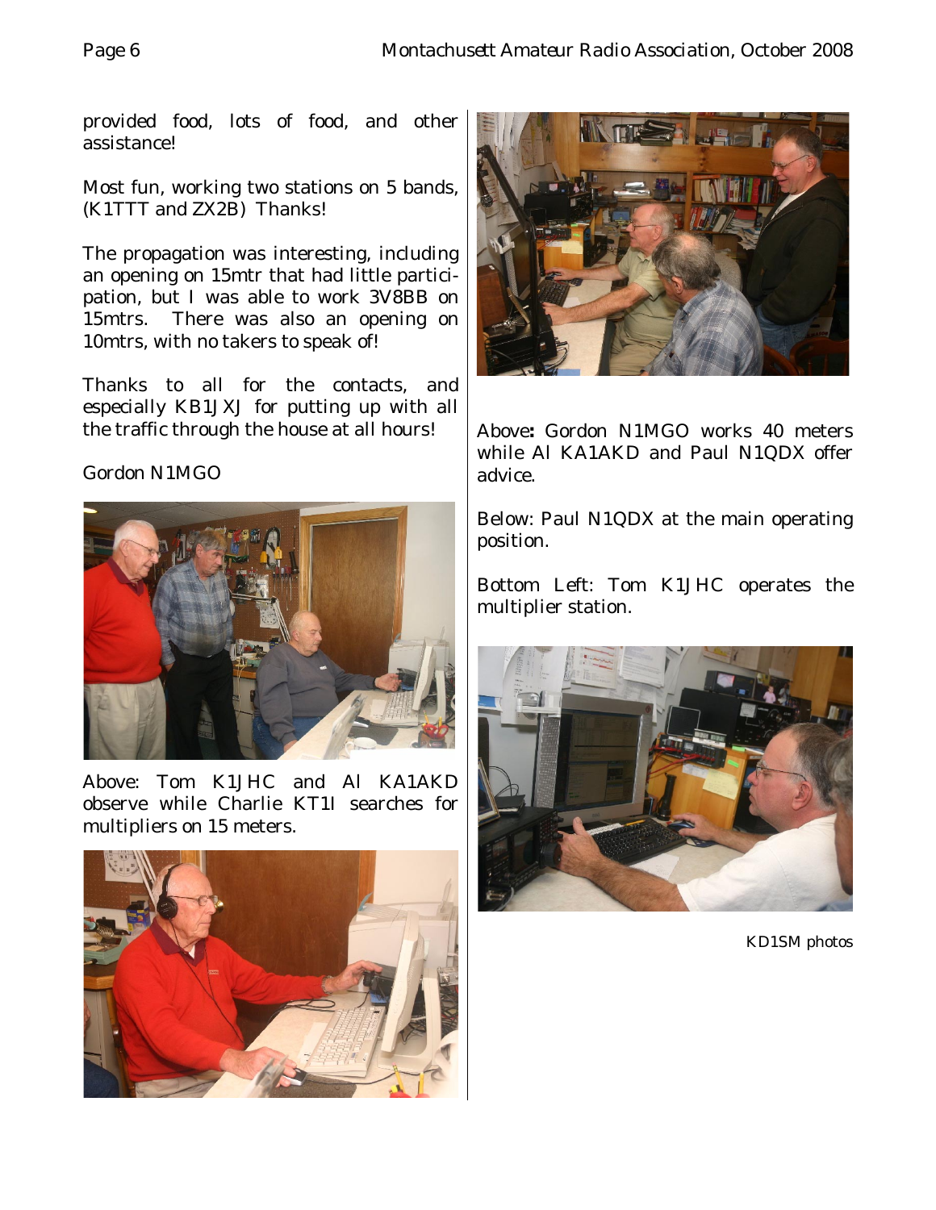provided food, lots of food, and other assistance!

Most fun, working two stations on 5 bands, (K1TTT and ZX2B) Thanks!

The propagation was interesting, including an opening on 15mtr that had little participation, but I was able to work 3V8BB on 15mtrs. There was also an opening on 10mtrs, with no takers to speak of!

Thanks to all for the contacts, and especially KB1JXJ for putting up with all the traffic through the house at all hours!

Gordon N1MGO

Above: Tom K1JHC and Al KA1AKD observe while Charlie KT1I searches for multipliers on 15 meters.

Above**:** Gordon N1MGO works 40 meters while Al KA1AKD and Paul N1QDX offer advice.

Below: Paul N1QDX at the main operating position.

Bottom Left: Tom K1JHC operates the multiplier station.

KD1SM photos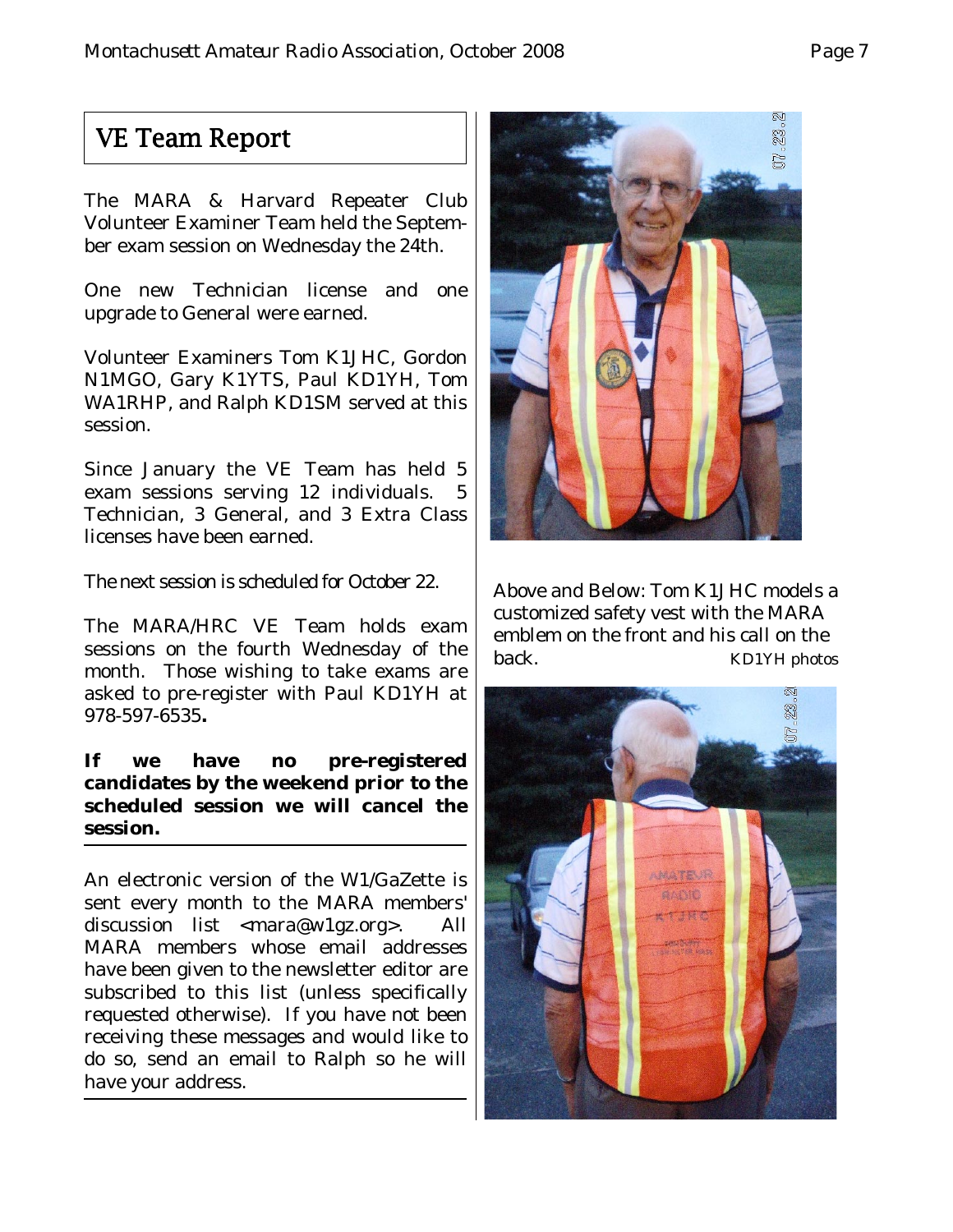## VE Team Report

The MARA & Harvard Repeater Club Volunteer Examiner Team held the September exam session on Wednesday the 24th.

One new Technician license and one upgrade to General were earned.

Volunteer Examiners Tom K1JHC, Gordon N1MGO, Gary K1YTS, Paul KD1YH, Tom WA1RHP, and Ralph KD1SM served at this session.

Since January the VE Team has held 5 exam sessions serving 12 individuals. 5 Technician, 3 General, and 3 Extra Class licenses have been earned.

The next session is scheduled for October 22.

The MARA/HRC VE Team holds exam sessions on the fourth Wednesday of the month. Those wishing to take exams are asked to pre-register with Paul KD1YH at 978-597-6535.

**If we have no pre-registered candidates by the weekend prior to the scheduled session we will cancel the session.**

---

An electronic version of the W1/GaZette is sent every month to the MARA members' discussion list <mara@w1gz.org>. All MARA members whose email addresses have been given to the newsletter editor are subscribed to this list (unless specifically requested otherwise). If you have not been receiving these messages and would like to do so, send an email to Ralph so he will have your address.

---

Above and Below: Tom K1JHC models a customized safety vest with the MARA emblem on the front and his call on the back. KD1YH photos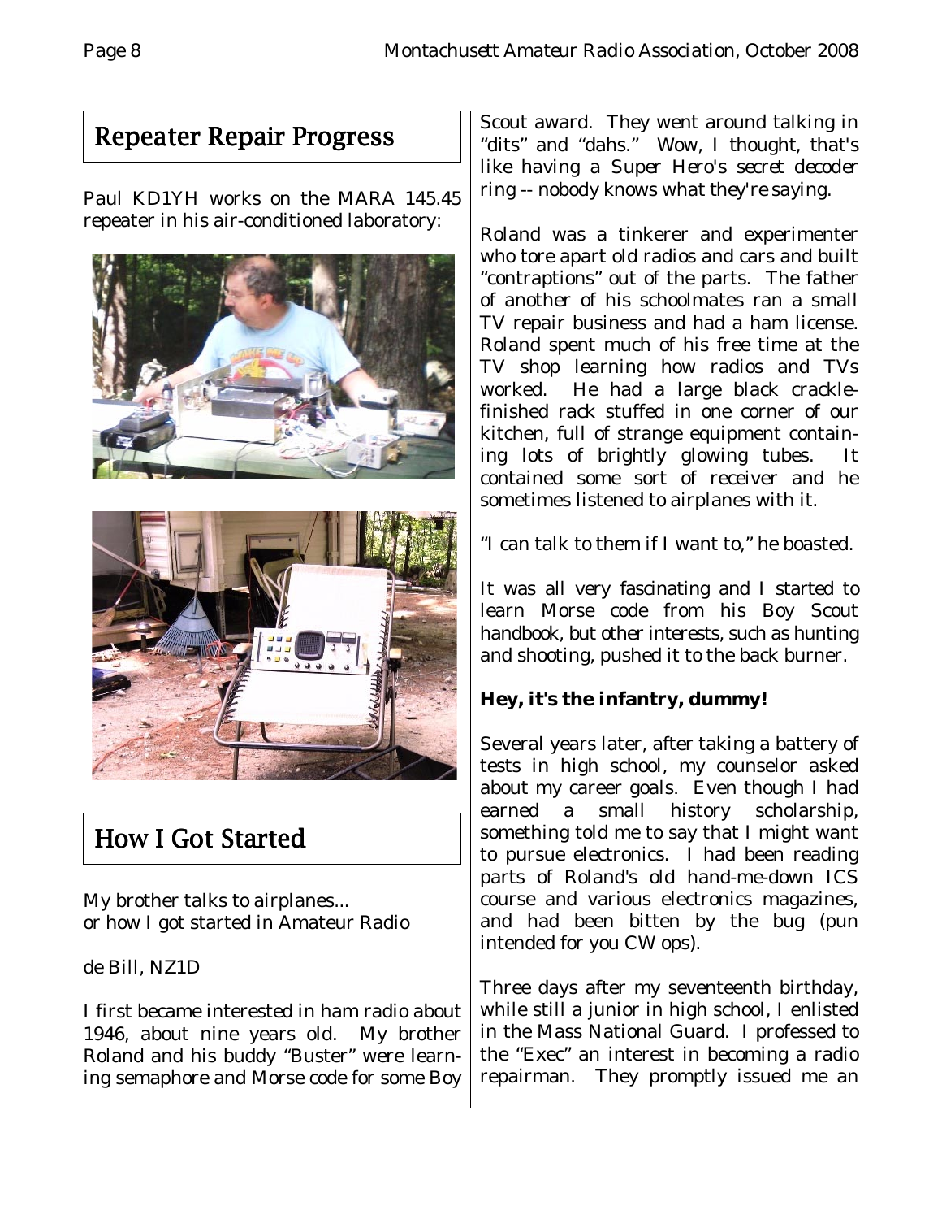## Repeater Repair Progress

Paul KD1YH works on the MARA 145.45 repeater in his air-conditioned laboratory:

## How I Got Started

My brother talks to airplanes...
or how I got started in Amateur Radio

de Bill, NZ1D

I first became interested in ham radio about 1946, about nine years old. My brother Roland and his buddy "Buster" were learning semaphore and Morse code for some Boy Scout award. They went around talking in "dits" and "dahs." Wow, I thought, that's like having a *Super Hero's secret decoder ring* -- nobody knows what they're saying.

Roland was a tinkerer and experimenter who tore apart old radios and cars and built "contraptions" out of the parts. The father of another of his schoolmates ran a small TV repair business and had a ham license. Roland spent much of his free time at the TV shop learning how radios and TVs worked. He had a large black crackle-finished rack stuffed in one corner of our kitchen, full of strange equipment containing lots of brightly glowing tubes. It contained some sort of receiver and he sometimes listened to airplanes with it.

"I can talk to them if I want to," he boasted.

It was all very fascinating and I started to learn Morse code from his Boy Scout handbook, but other interests, such as hunting and shooting, pushed it to the back burner.

**Hey, it's the infantry, dummy!**

Several years later, after taking a battery of tests in high school, my counselor asked about my career goals. Even though I had earned a small history scholarship, something told me to say that I might want to pursue electronics. I had been reading parts of Roland's old hand-me-down ICS course and various electronics magazines, and had been bitten by the bug (pun intended for you CW ops).

Three days after my seventeenth birthday, while still a junior in high school, I enlisted in the Mass National Guard. I professed to the "Exec" an interest in becoming a radio repairman. They promptly issued me an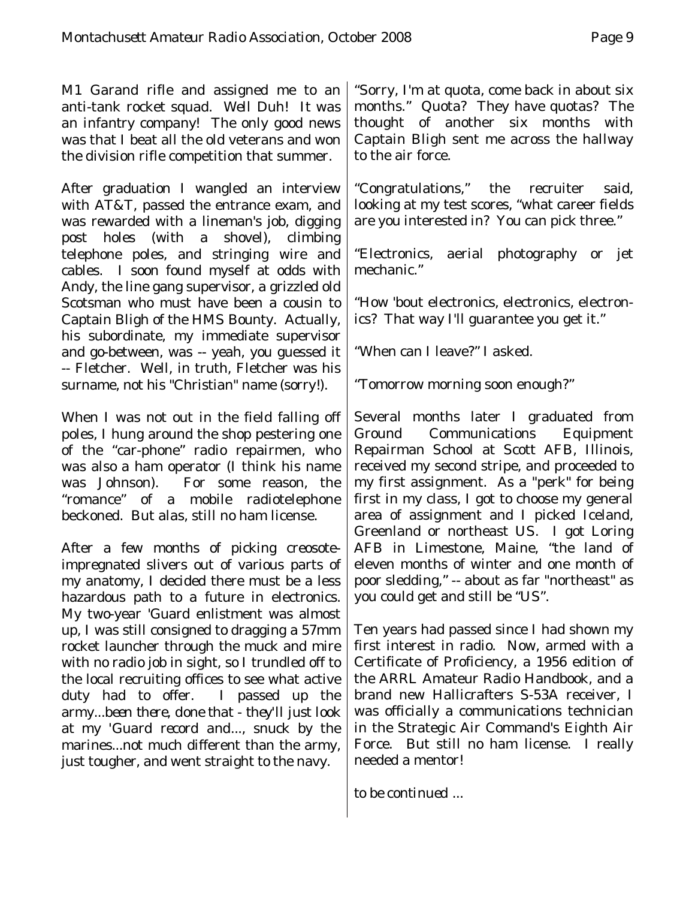M1 Garand rifle and assigned me to an anti-tank rocket squad. *Well Duh!* It was an infantry company! The only good news was that I beat all the old veterans and won the division rifle competition that summer.

After graduation I wangled an interview with AT&T, passed the entrance exam, and was rewarded with a lineman's job, digging post holes (with a shovel), climbing telephone poles, and stringing wire and cables. I soon found myself at odds with Andy, the line gang supervisor, a grizzled old Scotsman who must have been a cousin to Captain Bligh of the HMS Bounty. Actually, his subordinate, my immediate supervisor and go-between, was -- yeah, you guessed it -- Fletcher. Well, in truth, Fletcher was his surname, not his "Christian" name (sorry!).

When I was not out in the field falling off poles, I hung around the shop pestering one of the "car-phone" radio repairmen, who was also a ham operator (I think his name was Johnson). For some reason, the "romance" of a mobile radiotelephone beckoned. But alas, still no ham license.

After a few months of picking creosote-impregnated slivers out of various parts of my anatomy, I decided there must be a less hazardous path to a future in electronics. My two-year 'Guard enlistment was almost up, I was still consigned to dragging a 57mm rocket launcher through the muck and mire with no radio job in sight, so I trundled off to the local recruiting offices to see what active duty had to offer. I passed up the army...*been there, done that - they'll just look at my 'Guard record and...*, snuck by the marines...*not much different than the army, just tougher*, and went straight to the navy.

"Sorry, I'm at quota, come back in about six months." Quota? They have quotas? The thought of another six months with Captain Bligh sent me across the hallway to the air force.

"Congratulations," the recruiter said, looking at my test scores, "what career fields are you interested in? You can pick three."

"Electronics, aerial photography or jet mechanic."

"How 'bout electronics, electronics, electronics? That way I'll guarantee you get it."

"When can I leave?" I asked.

"Tomorrow morning soon enough?"

Several months later I graduated from Ground Communications Equipment Repairman School at Scott AFB, Illinois, received my second stripe, and proceeded to my first assignment. As a "perk" for being first in my class, I got to choose my general area of assignment and I picked Iceland, Greenland or northeast US. I got Loring AFB in Limestone, Maine, "the land of eleven months of winter and one month of poor sledding," -- about as far "northeast" as you could get and still be "US".

Ten years had passed since I had shown my first interest in radio. Now, armed with a Certificate of Proficiency, a 1956 edition of the ARRL Amateur Radio Handbook, and a brand new Hallicrafters S-53A receiver, I was officially a communications technician in the Strategic Air Command's Eighth Air Force. But still no ham license. I really needed a mentor!

*to be continued ...*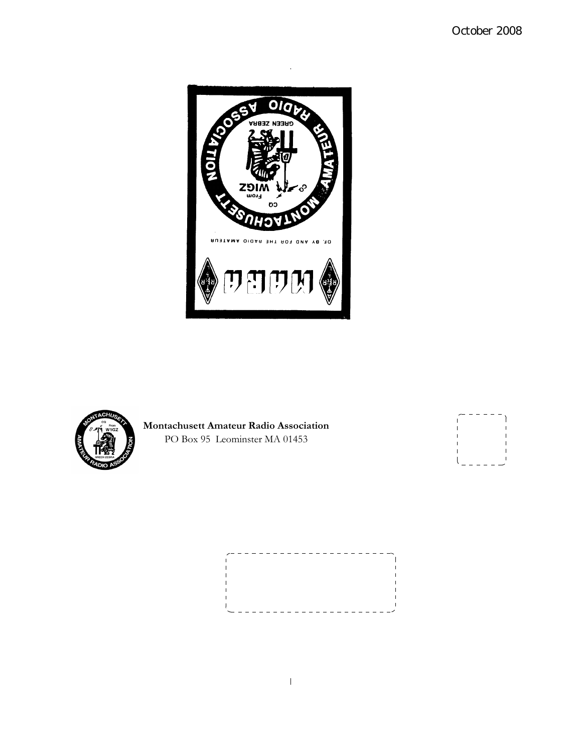**Montachusett Amateur Radio Association**

PO Box 95 Leominster MA 01453